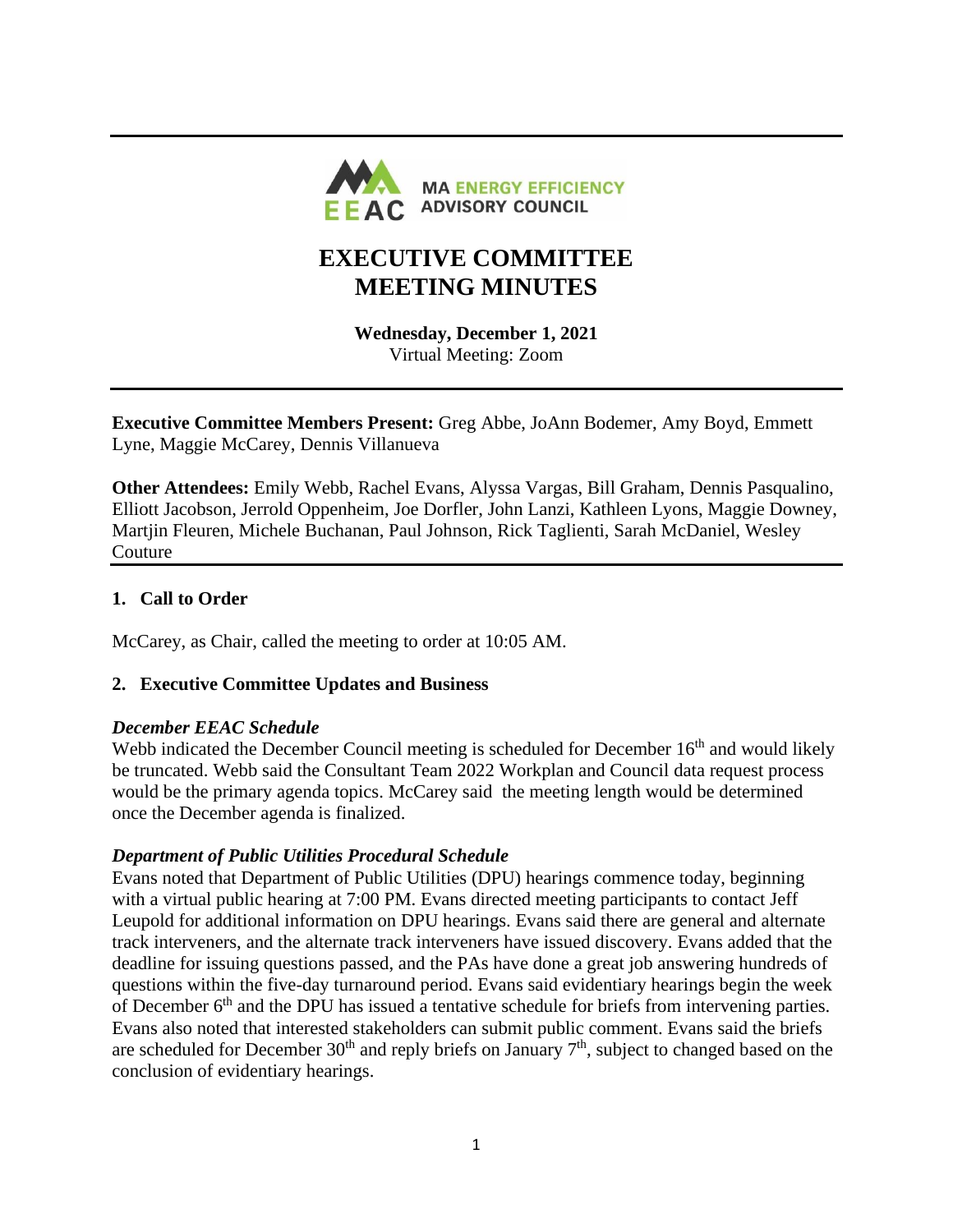MA ENERGY EFFICIENCY ADVISORY COUNCIL

# EXECUTIVE COMMITTEE MEETING MINUTES

**Wednesday, December 1, 2021**
Virtual Meeting: Zoom

**Executive Committee Members Present:** Greg Abbe, JoAnn Bodemer, Amy Boyd, Emmett Lyne, Maggie McCarey, Dennis Villanueva

**Other Attendees:** Emily Webb, Rachel Evans, Alyssa Vargas, Bill Graham, Dennis Pasqualino, Elliott Jacobson, Jerrold Oppenheim, Joe Dorfler, John Lanzi, Kathleen Lyons, Maggie Downey, Martjin Fleuren, Michele Buchanan, Paul Johnson, Rick Taglienti, Sarah McDaniel, Wesley Couture

## 1. Call to Order

McCarey, as Chair, called the meeting to order at 10:05 AM.

## 2. Executive Committee Updates and Business

### *December EEAC Schedule*

Webb indicated the December Council meeting is scheduled for December 16th and would likely be truncated. Webb said the Consultant Team 2022 Workplan and Council data request process would be the primary agenda topics. McCarey said the meeting length would be determined once the December agenda is finalized.

### *Department of Public Utilities Procedural Schedule*

Evans noted that Department of Public Utilities (DPU) hearings commence today, beginning with a virtual public hearing at 7:00 PM. Evans directed meeting participants to contact Jeff Leupold for additional information on DPU hearings. Evans said there are general and alternate track interveners, and the alternate track interveners have issued discovery. Evans added that the deadline for issuing questions passed, and the PAs have done a great job answering hundreds of questions within the five-day turnaround period. Evans said evidentiary hearings begin the week of December 6th and the DPU has issued a tentative schedule for briefs from intervening parties. Evans also noted that interested stakeholders can submit public comment. Evans said the briefs are scheduled for December 30th and reply briefs on January 7th, subject to changed based on the conclusion of evidentiary hearings.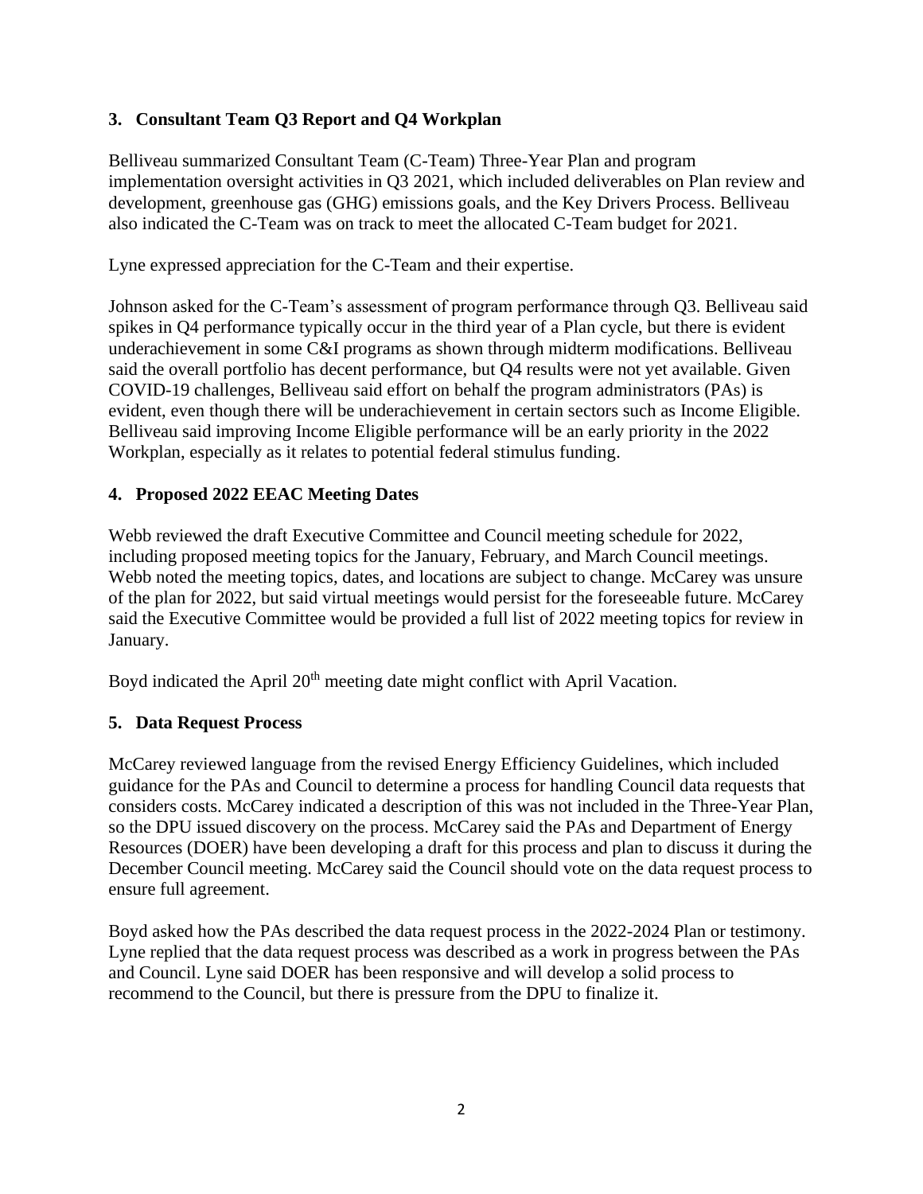### 3. Consultant Team Q3 Report and Q4 Workplan

Belliveau summarized Consultant Team (C-Team) Three-Year Plan and program implementation oversight activities in Q3 2021, which included deliverables on Plan review and development, greenhouse gas (GHG) emissions goals, and the Key Drivers Process. Belliveau also indicated the C-Team was on track to meet the allocated C-Team budget for 2021.

Lyne expressed appreciation for the C-Team and their expertise.

Johnson asked for the C-Team's assessment of program performance through Q3. Belliveau said spikes in Q4 performance typically occur in the third year of a Plan cycle, but there is evident underachievement in some C&I programs as shown through midterm modifications. Belliveau said the overall portfolio has decent performance, but Q4 results were not yet available. Given COVID-19 challenges, Belliveau said effort on behalf the program administrators (PAs) is evident, even though there will be underachievement in certain sectors such as Income Eligible. Belliveau said improving Income Eligible performance will be an early priority in the 2022 Workplan, especially as it relates to potential federal stimulus funding.

### 4. Proposed 2022 EEAC Meeting Dates

Webb reviewed the draft Executive Committee and Council meeting schedule for 2022, including proposed meeting topics for the January, February, and March Council meetings. Webb noted the meeting topics, dates, and locations are subject to change. McCarey was unsure of the plan for 2022, but said virtual meetings would persist for the foreseeable future. McCarey said the Executive Committee would be provided a full list of 2022 meeting topics for review in January.

Boyd indicated the April 20th meeting date might conflict with April Vacation.

### 5. Data Request Process

McCarey reviewed language from the revised Energy Efficiency Guidelines, which included guidance for the PAs and Council to determine a process for handling Council data requests that considers costs. McCarey indicated a description of this was not included in the Three-Year Plan, so the DPU issued discovery on the process. McCarey said the PAs and Department of Energy Resources (DOER) have been developing a draft for this process and plan to discuss it during the December Council meeting. McCarey said the Council should vote on the data request process to ensure full agreement.

Boyd asked how the PAs described the data request process in the 2022-2024 Plan or testimony. Lyne replied that the data request process was described as a work in progress between the PAs and Council. Lyne said DOER has been responsive and will develop a solid process to recommend to the Council, but there is pressure from the DPU to finalize it.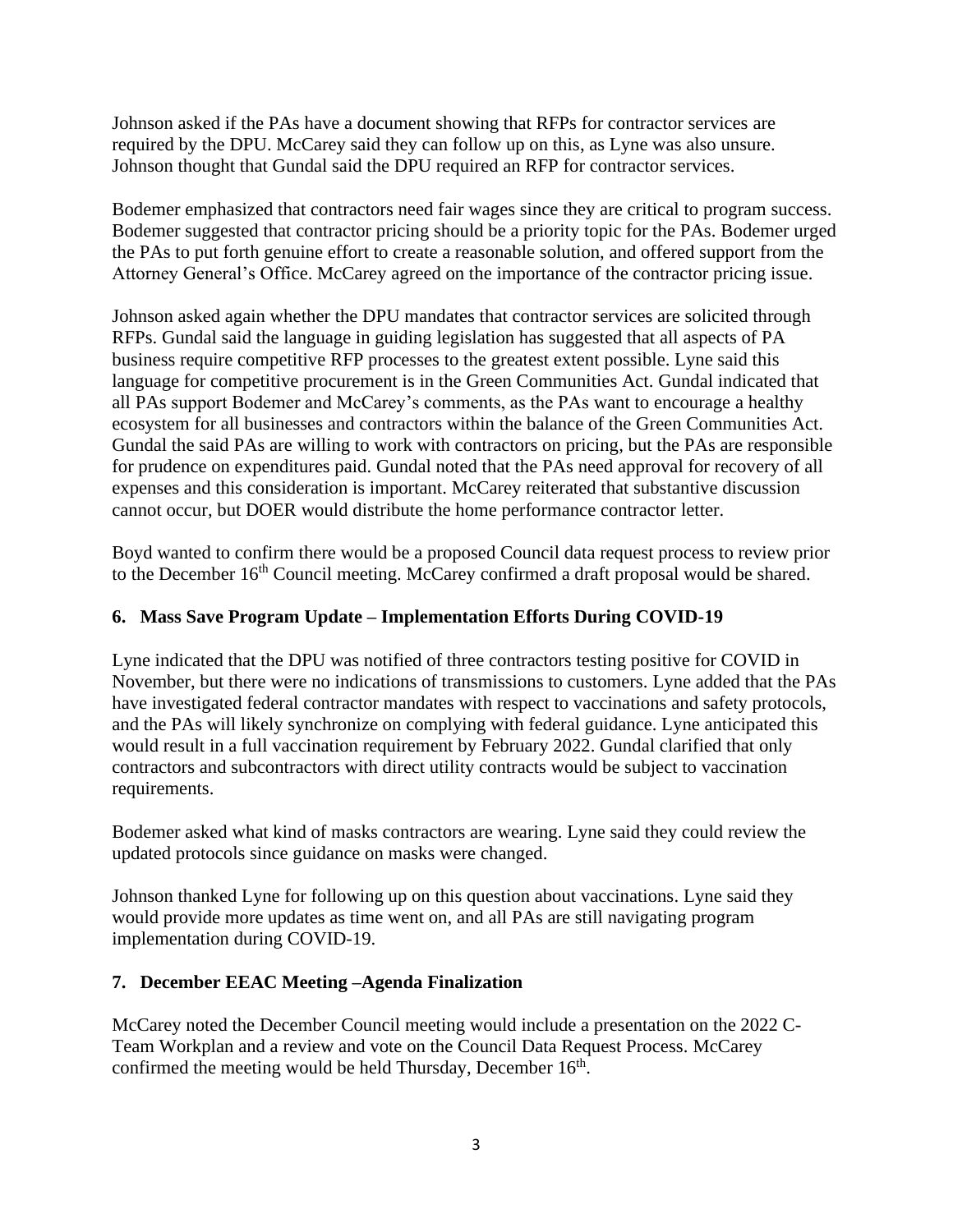Johnson asked if the PAs have a document showing that RFPs for contractor services are required by the DPU. McCarey said they can follow up on this, as Lyne was also unsure. Johnson thought that Gundal said the DPU required an RFP for contractor services.

Bodemer emphasized that contractors need fair wages since they are critical to program success. Bodemer suggested that contractor pricing should be a priority topic for the PAs. Bodemer urged the PAs to put forth genuine effort to create a reasonable solution, and offered support from the Attorney General's Office. McCarey agreed on the importance of the contractor pricing issue.

Johnson asked again whether the DPU mandates that contractor services are solicited through RFPs. Gundal said the language in guiding legislation has suggested that all aspects of PA business require competitive RFP processes to the greatest extent possible. Lyne said this language for competitive procurement is in the Green Communities Act. Gundal indicated that all PAs support Bodemer and McCarey's comments, as the PAs want to encourage a healthy ecosystem for all businesses and contractors within the balance of the Green Communities Act. Gundal the said PAs are willing to work with contractors on pricing, but the PAs are responsible for prudence on expenditures paid. Gundal noted that the PAs need approval for recovery of all expenses and this consideration is important. McCarey reiterated that substantive discussion cannot occur, but DOER would distribute the home performance contractor letter.

Boyd wanted to confirm there would be a proposed Council data request process to review prior to the December 16th Council meeting. McCarey confirmed a draft proposal would be shared.

## 6. Mass Save Program Update – Implementation Efforts During COVID-19

Lyne indicated that the DPU was notified of three contractors testing positive for COVID in November, but there were no indications of transmissions to customers. Lyne added that the PAs have investigated federal contractor mandates with respect to vaccinations and safety protocols, and the PAs will likely synchronize on complying with federal guidance. Lyne anticipated this would result in a full vaccination requirement by February 2022. Gundal clarified that only contractors and subcontractors with direct utility contracts would be subject to vaccination requirements.

Bodemer asked what kind of masks contractors are wearing. Lyne said they could review the updated protocols since guidance on masks were changed.

Johnson thanked Lyne for following up on this question about vaccinations. Lyne said they would provide more updates as time went on, and all PAs are still navigating program implementation during COVID-19.

## 7. December EEAC Meeting –Agenda Finalization

McCarey noted the December Council meeting would include a presentation on the 2022 C-Team Workplan and a review and vote on the Council Data Request Process. McCarey confirmed the meeting would be held Thursday, December 16th.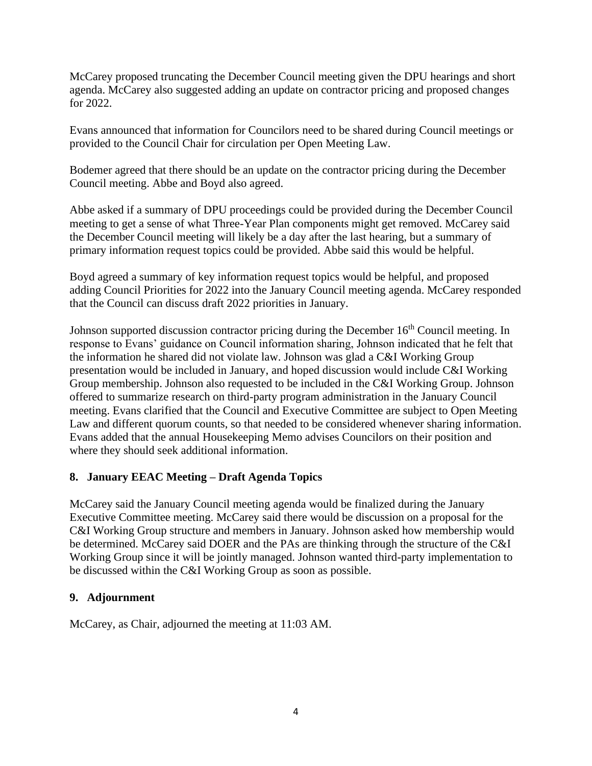McCarey proposed truncating the December Council meeting given the DPU hearings and short agenda. McCarey also suggested adding an update on contractor pricing and proposed changes for 2022.

Evans announced that information for Councilors need to be shared during Council meetings or provided to the Council Chair for circulation per Open Meeting Law.

Bodemer agreed that there should be an update on the contractor pricing during the December Council meeting. Abbe and Boyd also agreed.

Abbe asked if a summary of DPU proceedings could be provided during the December Council meeting to get a sense of what Three-Year Plan components might get removed. McCarey said the December Council meeting will likely be a day after the last hearing, but a summary of primary information request topics could be provided. Abbe said this would be helpful.

Boyd agreed a summary of key information request topics would be helpful, and proposed adding Council Priorities for 2022 into the January Council meeting agenda. McCarey responded that the Council can discuss draft 2022 priorities in January.

Johnson supported discussion contractor pricing during the December 16th Council meeting. In response to Evans' guidance on Council information sharing, Johnson indicated that he felt that the information he shared did not violate law. Johnson was glad a C&I Working Group presentation would be included in January, and hoped discussion would include C&I Working Group membership. Johnson also requested to be included in the C&I Working Group. Johnson offered to summarize research on third-party program administration in the January Council meeting. Evans clarified that the Council and Executive Committee are subject to Open Meeting Law and different quorum counts, so that needed to be considered whenever sharing information. Evans added that the annual Housekeeping Memo advises Councilors on their position and where they should seek additional information.

## 8. January EEAC Meeting – Draft Agenda Topics

McCarey said the January Council meeting agenda would be finalized during the January Executive Committee meeting. McCarey said there would be discussion on a proposal for the C&I Working Group structure and members in January. Johnson asked how membership would be determined. McCarey said DOER and the PAs are thinking through the structure of the C&I Working Group since it will be jointly managed. Johnson wanted third-party implementation to be discussed within the C&I Working Group as soon as possible.

## 9. Adjournment

McCarey, as Chair, adjourned the meeting at 11:03 AM.